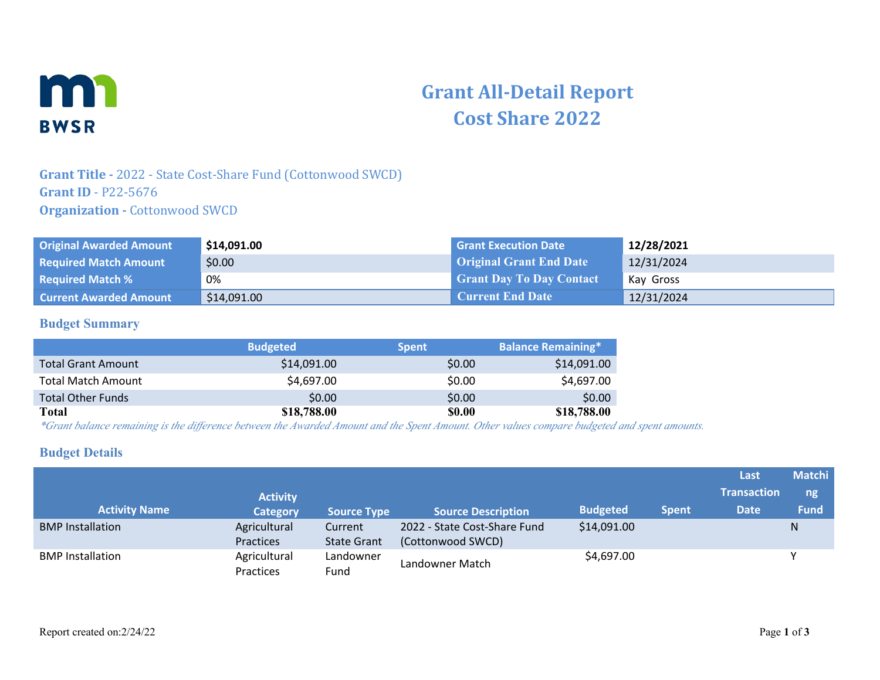# Grant All-Detail Report
# Cost Share 2022

**Grant Title -** 2022 - State Cost-Share Fund (Cottonwood SWCD)
**Grant ID** - P22-5676
**Organization -** Cottonwood SWCD

| | | | |
|---|---|---|---|
| **Original Awarded Amount** | **$14,091.00** | **Grant Execution Date** | **12/28/2021** |
| **Required Match Amount** | $0.00 | **Original Grant End Date** | 12/31/2024 |
| **Required Match %** | 0% | **Grant Day To Day Contact** | Kay Gross |
| **Current Awarded Amount** | $14,091.00 | **Current End Date** | 12/31/2024 |

## Budget Summary

| | Budgeted | Spent | Balance Remaining* |
|---|---|---|---|
| Total Grant Amount | $14,091.00 | $0.00 | $14,091.00 |
| Total Match Amount | $4,697.00 | $0.00 | $4,697.00 |
| Total Other Funds | $0.00 | $0.00 | $0.00 |
| **Total** | **$18,788.00** | **$0.00** | **$18,788.00** |

*\*Grant balance remaining is the difference between the Awarded Amount and the Spent Amount. Other values compare budgeted and spent amounts.*

## Budget Details

| Activity Name | Activity Category | Source Type | Source Description | Budgeted | Spent | Last Transaction Date | Matching Fund |
|---|---|---|---|---|---|---|---|
| BMP Installation | Agricultural Practices | Current State Grant | 2022 - State Cost-Share Fund (Cottonwood SWCD) | $14,091.00 | | | N |
| BMP Installation | Agricultural Practices | Landowner Fund | Landowner Match | $4,697.00 | | | Y |

Report created on:2/24/22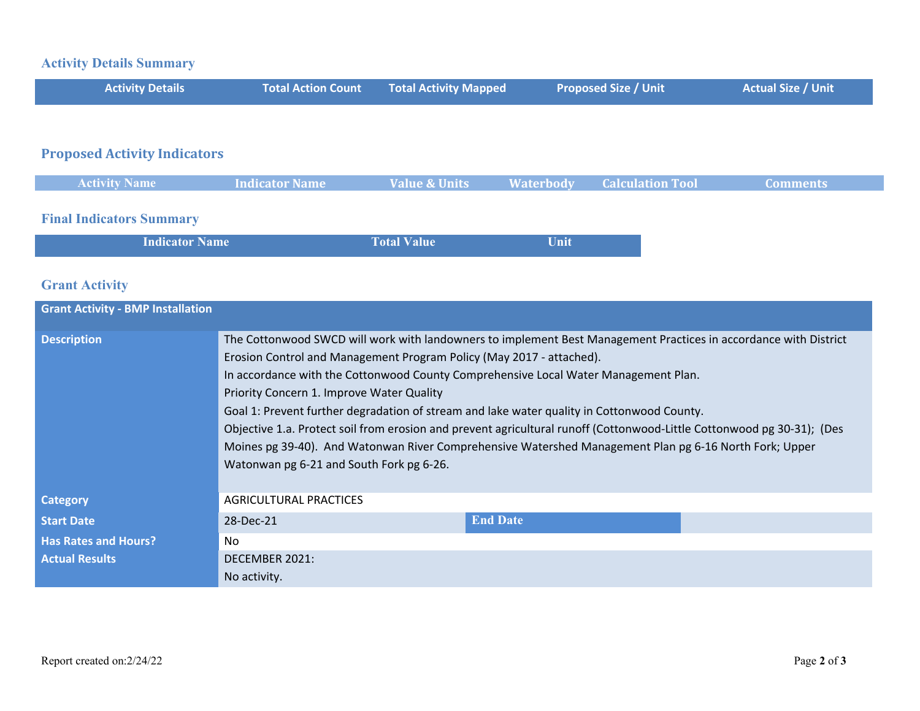## Activity Details Summary

| Activity Details | Total Action Count | Total Activity Mapped | Proposed Size / Unit | Actual Size / Unit |
|---|---|---|---|---|

## Proposed Activity Indicators

| Activity Name | Indicator Name | Value & Units | Waterbody | Calculation Tool | Comments |
|---|---|---|---|---|---|

## Final Indicators Summary

| Indicator Name | Total Value | Unit |
|---|---|---|

## Grant Activity

| Grant Activity - BMP Installation | | | |
|---|---|---|---|
| **Description** | The Cottonwood SWCD will work with landowners to implement Best Management Practices in accordance with District Erosion Control and Management Program Policy (May 2017 - attached).<br>In accordance with the Cottonwood County Comprehensive Local Water Management Plan.<br>Priority Concern 1. Improve Water Quality<br>Goal 1: Prevent further degradation of stream and lake water quality in Cottonwood County.<br>Objective 1.a. Protect soil from erosion and prevent agricultural runoff (Cottonwood-Little Cottonwood pg 30-31); (Des Moines pg 39-40). And Watonwan River Comprehensive Watershed Management Plan pg 6-16 North Fork; Upper Watonwan pg 6-21 and South Fork pg 6-26. | | |
| **Category** | AGRICULTURAL PRACTICES | | |
| **Start Date** | 28-Dec-21 | **End Date** | |
| **Has Rates and Hours?** | No | | |
| **Actual Results** | DECEMBER 2021:<br>No activity. | | |

Report created on:2/24/22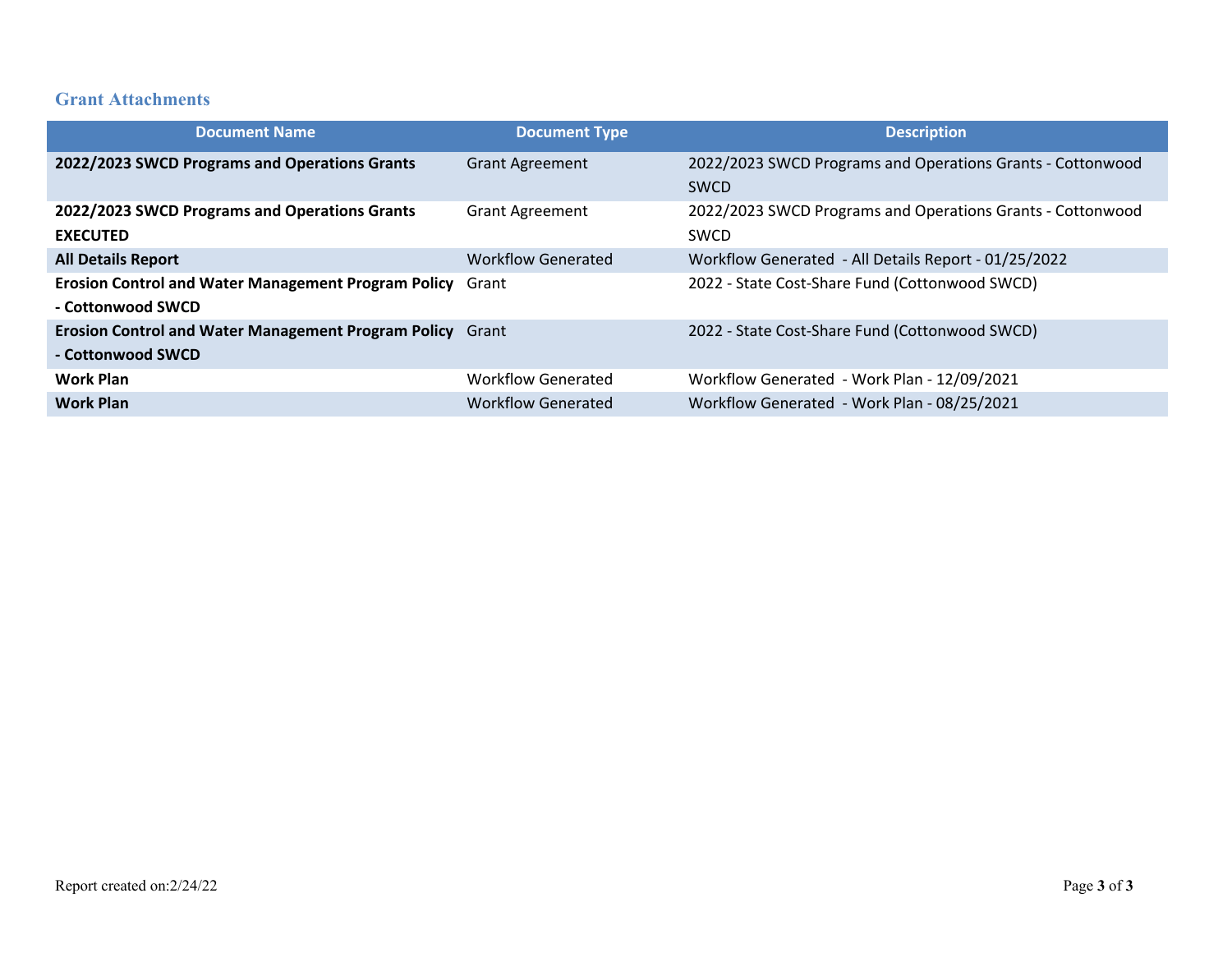### Grant Attachments

| Document Name | Document Type | Description |
| --- | --- | --- |
| **2022/2023 SWCD Programs and Operations Grants** | Grant Agreement | 2022/2023 SWCD Programs and Operations Grants - Cottonwood SWCD |
| **2022/2023 SWCD Programs and Operations Grants EXECUTED** | Grant Agreement | 2022/2023 SWCD Programs and Operations Grants - Cottonwood SWCD |
| **All Details Report** | Workflow Generated | Workflow Generated - All Details Report - 01/25/2022 |
| **Erosion Control and Water Management Program Policy - Cottonwood SWCD** | Grant | 2022 - State Cost-Share Fund (Cottonwood SWCD) |
| **Erosion Control and Water Management Program Policy - Cottonwood SWCD** | Grant | 2022 - State Cost-Share Fund (Cottonwood SWCD) |
| **Work Plan** | Workflow Generated | Workflow Generated - Work Plan - 12/09/2021 |
| **Work Plan** | Workflow Generated | Workflow Generated - Work Plan - 08/25/2021 |

Report created on:2/24/22